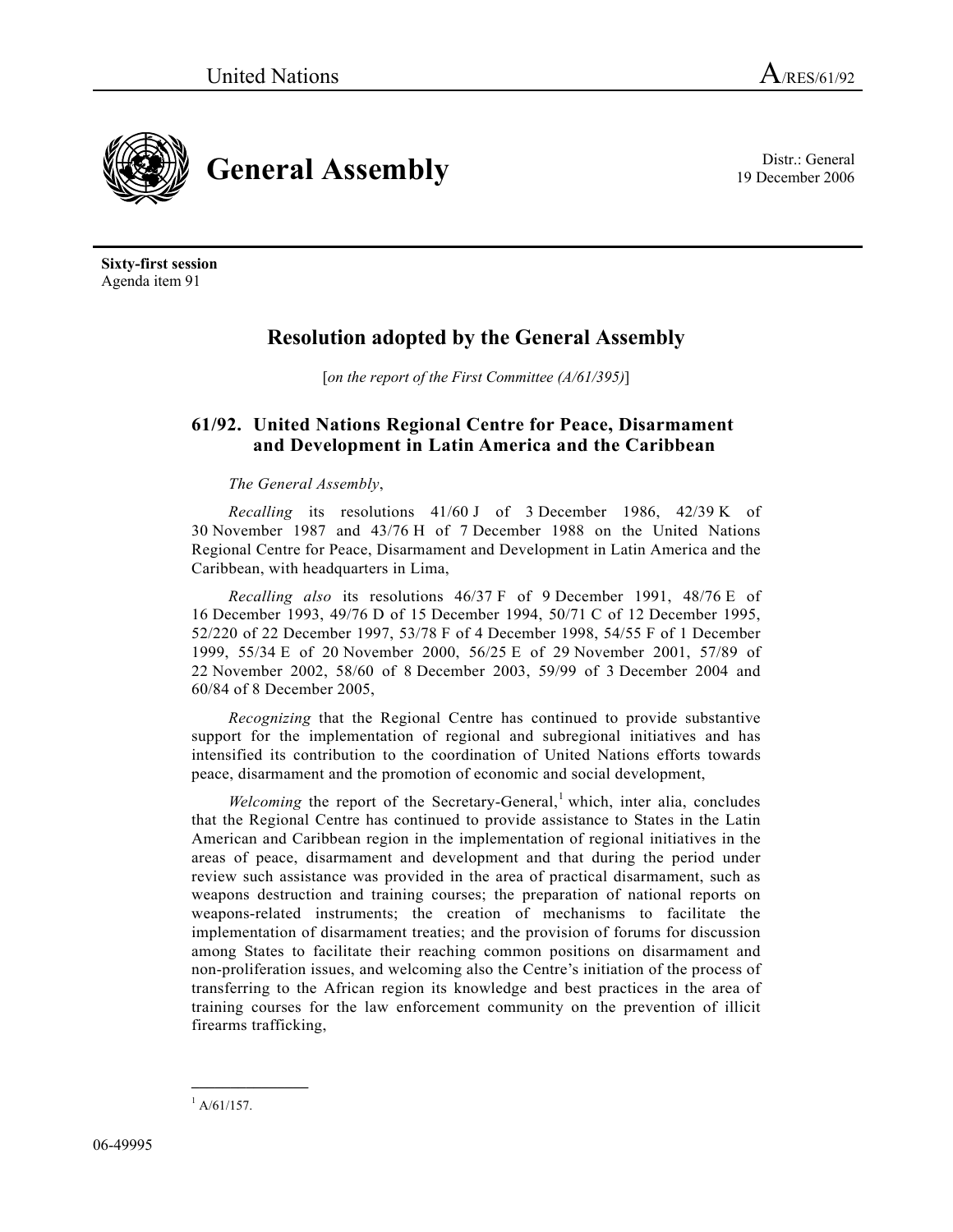United Nations A/RES/61/92

# General Assembly

Distr.: General
19 December 2006

**Sixty-first session**
Agenda item 91

## Resolution adopted by the General Assembly

[*on the report of the First Committee (A/61/395)*]

### 61/92. United Nations Regional Centre for Peace, Disarmament and Development in Latin America and the Caribbean

*The General Assembly*,

*Recalling* its resolutions 41/60 J of 3 December 1986, 42/39 K of 30 November 1987 and 43/76 H of 7 December 1988 on the United Nations Regional Centre for Peace, Disarmament and Development in Latin America and the Caribbean, with headquarters in Lima,

*Recalling also* its resolutions 46/37 F of 9 December 1991, 48/76 E of 16 December 1993, 49/76 D of 15 December 1994, 50/71 C of 12 December 1995, 52/220 of 22 December 1997, 53/78 F of 4 December 1998, 54/55 F of 1 December 1999, 55/34 E of 20 November 2000, 56/25 E of 29 November 2001, 57/89 of 22 November 2002, 58/60 of 8 December 2003, 59/99 of 3 December 2004 and 60/84 of 8 December 2005,

*Recognizing* that the Regional Centre has continued to provide substantive support for the implementation of regional and subregional initiatives and has intensified its contribution to the coordination of United Nations efforts towards peace, disarmament and the promotion of economic and social development,

*Welcoming* the report of the Secretary-General,[1] which, inter alia, concludes that the Regional Centre has continued to provide assistance to States in the Latin American and Caribbean region in the implementation of regional initiatives in the areas of peace, disarmament and development and that during the period under review such assistance was provided in the area of practical disarmament, such as weapons destruction and training courses; the preparation of national reports on weapons-related instruments; the creation of mechanisms to facilitate the implementation of disarmament treaties; and the provision of forums for discussion among States to facilitate their reaching common positions on disarmament and non-proliferation issues, and welcoming also the Centre's initiation of the process of transferring to the African region its knowledge and best practices in the area of training courses for the law enforcement community on the prevention of illicit firearms trafficking,

---

[1] A/61/157.

06-49995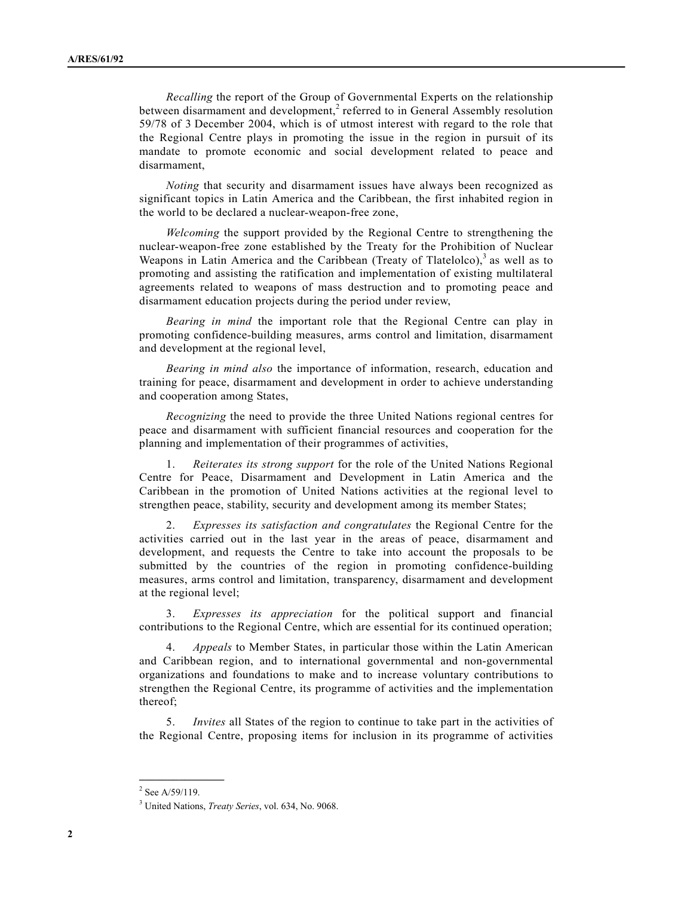*Recalling* the report of the Group of Governmental Experts on the relationship between disarmament and development,[2] referred to in General Assembly resolution 59/78 of 3 December 2004, which is of utmost interest with regard to the role that the Regional Centre plays in promoting the issue in the region in pursuit of its mandate to promote economic and social development related to peace and disarmament,

*Noting* that security and disarmament issues have always been recognized as significant topics in Latin America and the Caribbean, the first inhabited region in the world to be declared a nuclear-weapon-free zone,

*Welcoming* the support provided by the Regional Centre to strengthening the nuclear-weapon-free zone established by the Treaty for the Prohibition of Nuclear Weapons in Latin America and the Caribbean (Treaty of Tlatelolco),[3] as well as to promoting and assisting the ratification and implementation of existing multilateral agreements related to weapons of mass destruction and to promoting peace and disarmament education projects during the period under review,

*Bearing in mind* the important role that the Regional Centre can play in promoting confidence-building measures, arms control and limitation, disarmament and development at the regional level,

*Bearing in mind also* the importance of information, research, education and training for peace, disarmament and development in order to achieve understanding and cooperation among States,

*Recognizing* the need to provide the three United Nations regional centres for peace and disarmament with sufficient financial resources and cooperation for the planning and implementation of their programmes of activities,

1. *Reiterates its strong support* for the role of the United Nations Regional Centre for Peace, Disarmament and Development in Latin America and the Caribbean in the promotion of United Nations activities at the regional level to strengthen peace, stability, security and development among its member States;

2. *Expresses its satisfaction and congratulates* the Regional Centre for the activities carried out in the last year in the areas of peace, disarmament and development, and requests the Centre to take into account the proposals to be submitted by the countries of the region in promoting confidence-building measures, arms control and limitation, transparency, disarmament and development at the regional level;

3. *Expresses its appreciation* for the political support and financial contributions to the Regional Centre, which are essential for its continued operation;

4. *Appeals* to Member States, in particular those within the Latin American and Caribbean region, and to international governmental and non-governmental organizations and foundations to make and to increase voluntary contributions to strengthen the Regional Centre, its programme of activities and the implementation thereof;

5. *Invites* all States of the region to continue to take part in the activities of the Regional Centre, proposing items for inclusion in its programme of activities

---

[2] See A/59/119.

[3] United Nations, *Treaty Series*, vol. 634, No. 9068.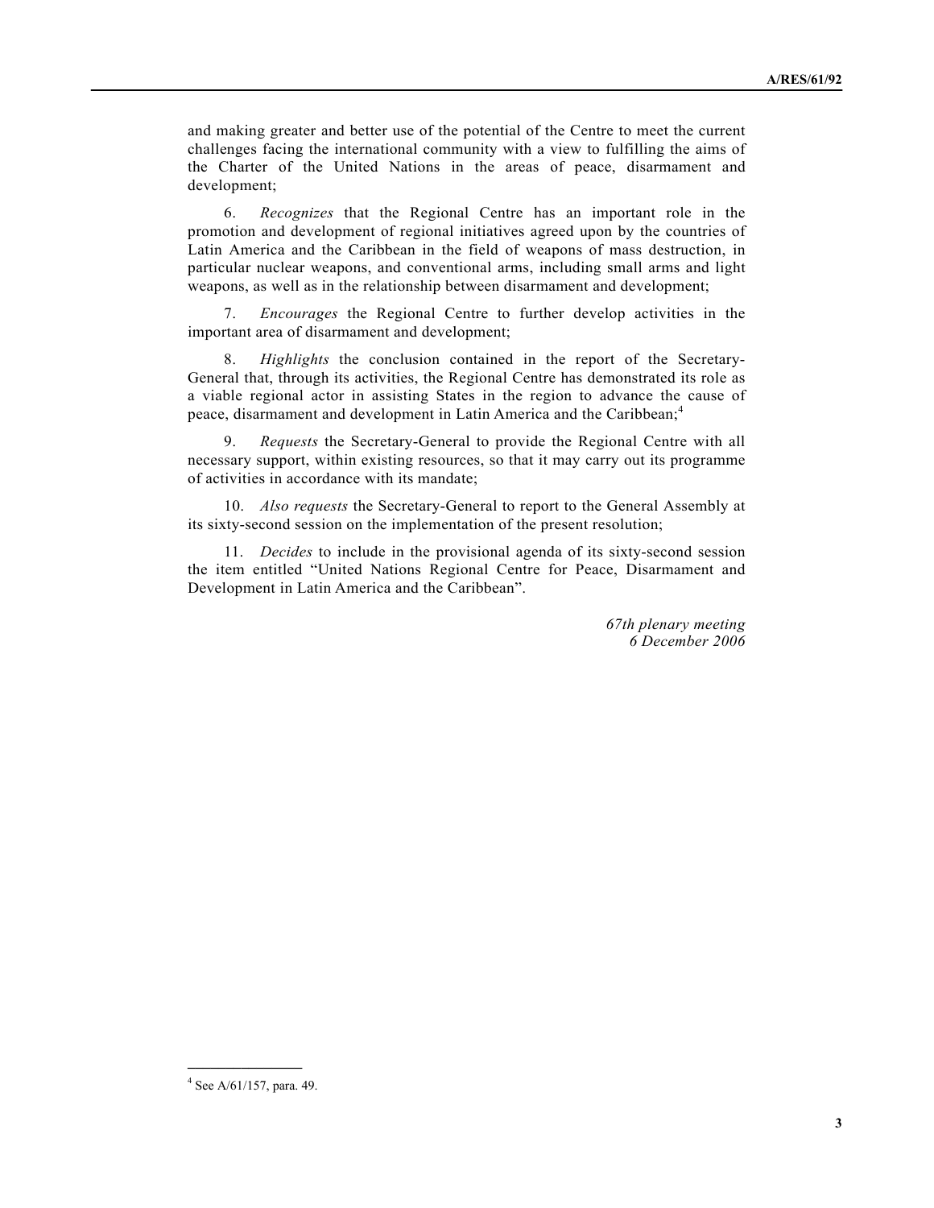and making greater and better use of the potential of the Centre to meet the current challenges facing the international community with a view to fulfilling the aims of the Charter of the United Nations in the areas of peace, disarmament and development;

6. *Recognizes* that the Regional Centre has an important role in the promotion and development of regional initiatives agreed upon by the countries of Latin America and the Caribbean in the field of weapons of mass destruction, in particular nuclear weapons, and conventional arms, including small arms and light weapons, as well as in the relationship between disarmament and development;

7. *Encourages* the Regional Centre to further develop activities in the important area of disarmament and development;

8. *Highlights* the conclusion contained in the report of the Secretary-General that, through its activities, the Regional Centre has demonstrated its role as a viable regional actor in assisting States in the region to advance the cause of peace, disarmament and development in Latin America and the Caribbean;[4]

9. *Requests* the Secretary-General to provide the Regional Centre with all necessary support, within existing resources, so that it may carry out its programme of activities in accordance with its mandate;

10. *Also requests* the Secretary-General to report to the General Assembly at its sixty-second session on the implementation of the present resolution;

11. *Decides* to include in the provisional agenda of its sixty-second session the item entitled "United Nations Regional Centre for Peace, Disarmament and Development in Latin America and the Caribbean".

*67th plenary meeting*
*6 December 2006*

---

[4] See A/61/157, para. 49.